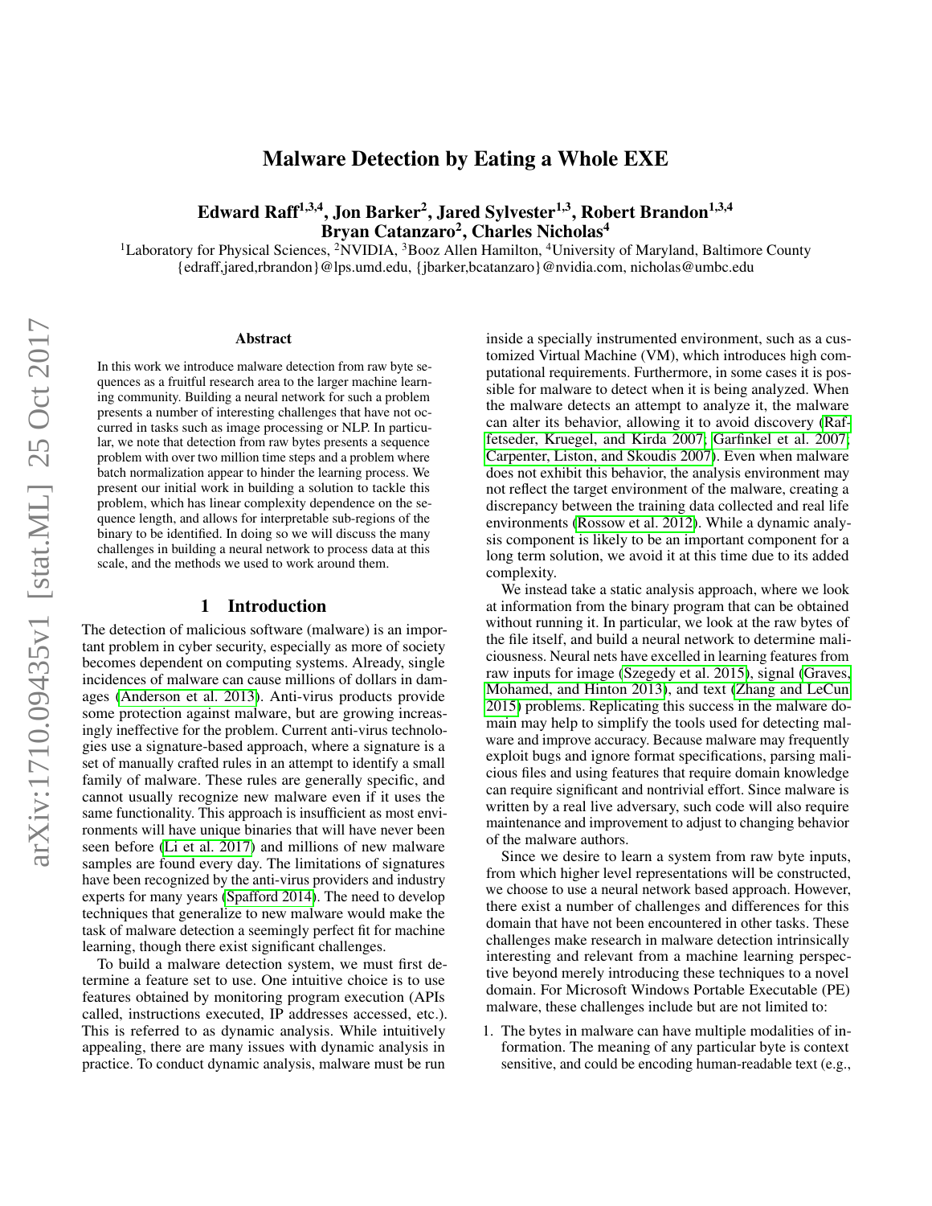# Malware Detection by Eating a Whole EXE

**Edward Raff[1,3,4], Jon Barker[2], Jared Sylvester[1,3], Robert Brandon[1,3,4]**
**Bryan Catanzaro[2], Charles Nicholas[4]**

[1]Laboratory for Physical Sciences, [2]NVIDIA, [3]Booz Allen Hamilton, [4]University of Maryland, Baltimore County
{edraff,jared,rbrandon}@lps.umd.edu, {jbarker,bcatanzaro}@nvidia.com, nicholas@umbc.edu

## Abstract

In this work we introduce malware detection from raw byte sequences as a fruitful research area to the larger machine learning community. Building a neural network for such a problem presents a number of interesting challenges that have not occurred in tasks such as image processing or NLP. In particular, we note that detection from raw bytes presents a sequence problem with over two million time steps and a problem where batch normalization appear to hinder the learning process. We present our initial work in building a solution to tackle this problem, which has linear complexity dependence on the sequence length, and allows for interpretable sub-regions of the binary to be identified. In doing so we will discuss the many challenges in building a neural network to process data at this scale, and the methods we used to work around them.

## 1 Introduction

The detection of malicious software (malware) is an important problem in cyber security, especially as more of society becomes dependent on computing systems. Already, single incidences of malware can cause millions of dollars in damages (Anderson et al. 2013). Anti-virus products provide some protection against malware, but are growing increasingly ineffective for the problem. Current anti-virus technologies use a signature-based approach, where a signature is a set of manually crafted rules in an attempt to identify a small family of malware. These rules are generally specific, and cannot usually recognize new malware even if it uses the same functionality. This approach is insufficient as most environments will have unique binaries that will have never been seen before (Li et al. 2017) and millions of new malware samples are found every day. The limitations of signatures have been recognized by the anti-virus providers and industry experts for many years (Spafford 2014). The need to develop techniques that generalize to new malware would make the task of malware detection a seemingly perfect fit for machine learning, though there exist significant challenges.

To build a malware detection system, we must first determine a feature set to use. One intuitive choice is to use features obtained by monitoring program execution (APIs called, instructions executed, IP addresses accessed, etc.). This is referred to as dynamic analysis. While intuitively appealing, there are many issues with dynamic analysis in practice. To conduct dynamic analysis, malware must be run inside a specially instrumented environment, such as a customized Virtual Machine (VM), which introduces high computational requirements. Furthermore, in some cases it is possible for malware to detect when it is being analyzed. When the malware detects an attempt to analyze it, the malware can alter its behavior, allowing it to avoid discovery (Raffetseder, Kruegel, and Kirda 2007; Garfinkel et al. 2007; Carpenter, Liston, and Skoudis 2007). Even when malware does not exhibit this behavior, the analysis environment may not reflect the target environment of the malware, creating a discrepancy between the training data collected and real life environments (Rossow et al. 2012). While a dynamic analysis component is likely to be an important component for a long term solution, we avoid it at this time due to its added complexity.

We instead take a static analysis approach, where we look at information from the binary program that can be obtained without running it. In particular, we look at the raw bytes of the file itself, and build a neural network to determine maliciousness. Neural nets have excelled in learning features from raw inputs for image (Szegedy et al. 2015), signal (Graves, Mohamed, and Hinton 2013), and text (Zhang and LeCun 2015) problems. Replicating this success in the malware domain may help to simplify the tools used for detecting malware and improve accuracy. Because malware may frequently exploit bugs and ignore format specifications, parsing malicious files and using features that require domain knowledge can require significant and nontrivial effort. Since malware is written by a real live adversary, such code will also require maintenance and improvement to adjust to changing behavior of the malware authors.

Since we desire to learn a system from raw byte inputs, from which higher level representations will be constructed, we choose to use a neural network based approach. However, there exist a number of challenges and differences for this domain that have not been encountered in other tasks. These challenges make research in malware detection intrinsically interesting and relevant from a machine learning perspective beyond merely introducing these techniques to a novel domain. For Microsoft Windows Portable Executable (PE) malware, these challenges include but are not limited to:

1. The bytes in malware can have multiple modalities of information. The meaning of any particular byte is context sensitive, and could be encoding human-readable text (e.g.,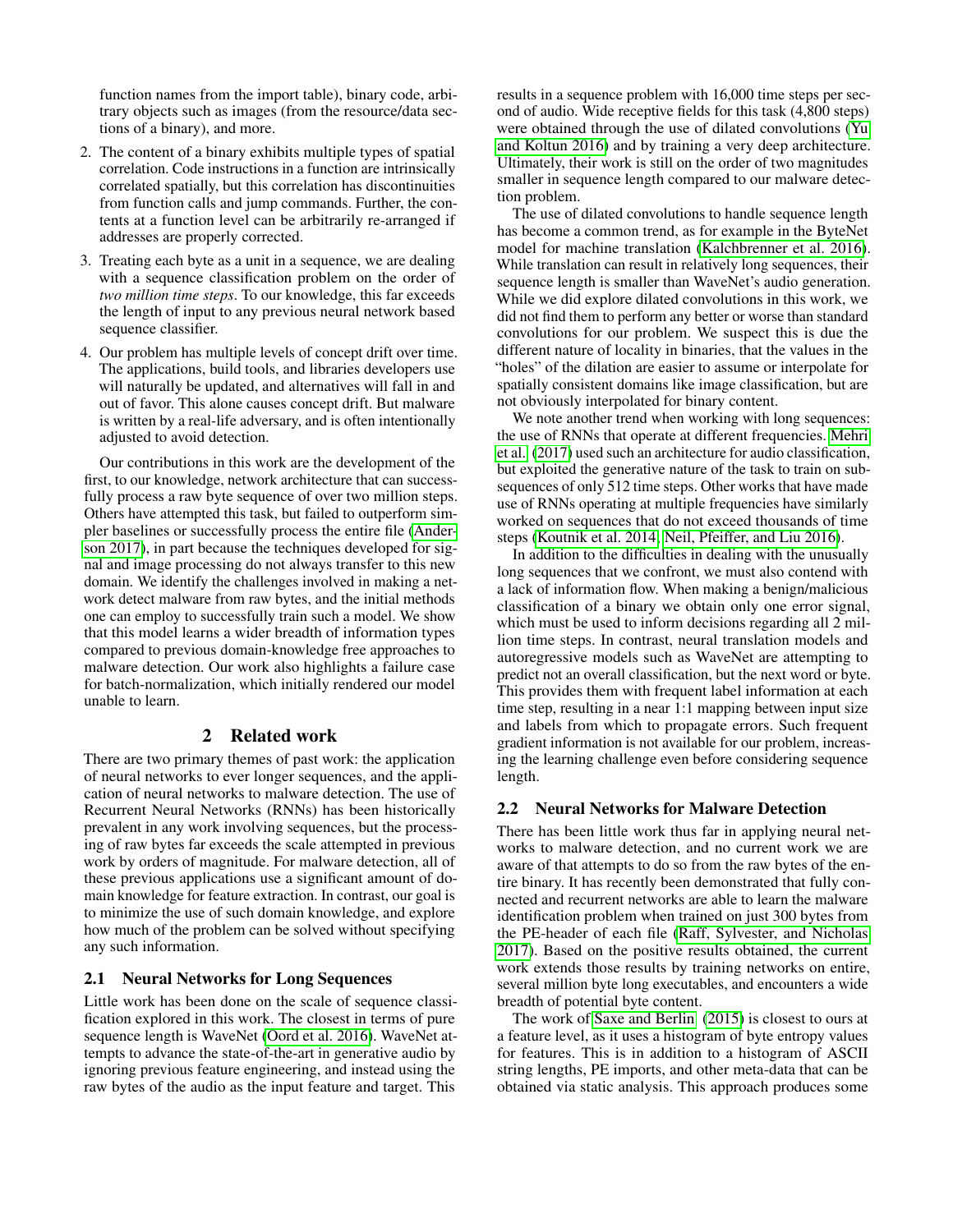function names from the import table), binary code, arbitrary objects such as images (from the resource/data sections of a binary), and more.

2. The content of a binary exhibits multiple types of spatial correlation. Code instructions in a function are intrinsically correlated spatially, but this correlation has discontinuities from function calls and jump commands. Further, the contents at a function level can be arbitrarily re-arranged if addresses are properly corrected.
3. Treating each byte as a unit in a sequence, we are dealing with a sequence classification problem on the order of *two million time steps*. To our knowledge, this far exceeds the length of input to any previous neural network based sequence classifier.
4. Our problem has multiple levels of concept drift over time. The applications, build tools, and libraries developers use will naturally be updated, and alternatives will fall in and out of favor. This alone causes concept drift. But malware is written by a real-life adversary, and is often intentionally adjusted to avoid detection.

Our contributions in this work are the development of the first, to our knowledge, network architecture that can successfully process a raw byte sequence of over two million steps. Others have attempted this task, but failed to outperform simpler baselines or successfully process the entire file (Anderson 2017), in part because the techniques developed for signal and image processing do not always transfer to this new domain. We identify the challenges involved in making a network detect malware from raw bytes, and the initial methods one can employ to successfully train such a model. We show that this model learns a wider breadth of information types compared to previous domain-knowledge free approaches to malware detection. Our work also highlights a failure case for batch-normalization, which initially rendered our model unable to learn.

## 2 Related work

There are two primary themes of past work: the application of neural networks to ever longer sequences, and the application of neural networks to malware detection. The use of Recurrent Neural Networks (RNNs) has been historically prevalent in any work involving sequences, but the processing of raw bytes far exceeds the scale attempted in previous work by orders of magnitude. For malware detection, all of these previous applications use a significant amount of domain knowledge for feature extraction. In contrast, our goal is to minimize the use of such domain knowledge, and explore how much of the problem can be solved without specifying any such information.

### 2.1 Neural Networks for Long Sequences

Little work has been done on the scale of sequence classification explored in this work. The closest in terms of pure sequence length is WaveNet (Oord et al. 2016). WaveNet attempts to advance the state-of-the-art in generative audio by ignoring previous feature engineering, and instead using the raw bytes of the audio as the input feature and target. This results in a sequence problem with 16,000 time steps per second of audio. Wide receptive fields for this task (4,800 steps) were obtained through the use of dilated convolutions (Yu and Koltun 2016) and by training a very deep architecture. Ultimately, their work is still on the order of two magnitudes smaller in sequence length compared to our malware detection problem.

The use of dilated convolutions to handle sequence length has become a common trend, as for example in the ByteNet model for machine translation (Kalchbrenner et al. 2016). While translation can result in relatively long sequences, their sequence length is smaller than WaveNet's audio generation. While we did explore dilated convolutions in this work, we did not find them to perform any better or worse than standard convolutions for our problem. We suspect this is due the different nature of locality in binaries, that the values in the "holes" of the dilation are easier to assume or interpolate for spatially consistent domains like image classification, but are not obviously interpolated for binary content.

We note another trend when working with long sequences: the use of RNNs that operate at different frequencies. Mehri et al. (2017) used such an architecture for audio classification, but exploited the generative nature of the task to train on subsequences of only 512 time steps. Other works that have made use of RNNs operating at multiple frequencies have similarly worked on sequences that do not exceed thousands of time steps (Koutnik et al. 2014; Neil, Pfeiffer, and Liu 2016).

In addition to the difficulties in dealing with the unusually long sequences that we confront, we must also contend with a lack of information flow. When making a benign/malicious classification of a binary we obtain only one error signal, which must be used to inform decisions regarding all 2 million time steps. In contrast, neural translation models and autoregressive models such as WaveNet are attempting to predict not an overall classification, but the next word or byte. This provides them with frequent label information at each time step, resulting in a near 1:1 mapping between input size and labels from which to propagate errors. Such frequent gradient information is not available for our problem, increasing the learning challenge even before considering sequence length.

### 2.2 Neural Networks for Malware Detection

There has been little work thus far in applying neural networks to malware detection, and no current work we are aware of that attempts to do so from the raw bytes of the entire binary. It has recently been demonstrated that fully connected and recurrent networks are able to learn the malware identification problem when trained on just 300 bytes from the PE-header of each file (Raff, Sylvester, and Nicholas 2017). Based on the positive results obtained, the current work extends those results by training networks on entire, several million byte long executables, and encounters a wide breadth of potential byte content.

The work of Saxe and Berlin (2015) is closest to ours at a feature level, as it uses a histogram of byte entropy values for features. This is in addition to a histogram of ASCII string lengths, PE imports, and other meta-data that can be obtained via static analysis. This approach produces some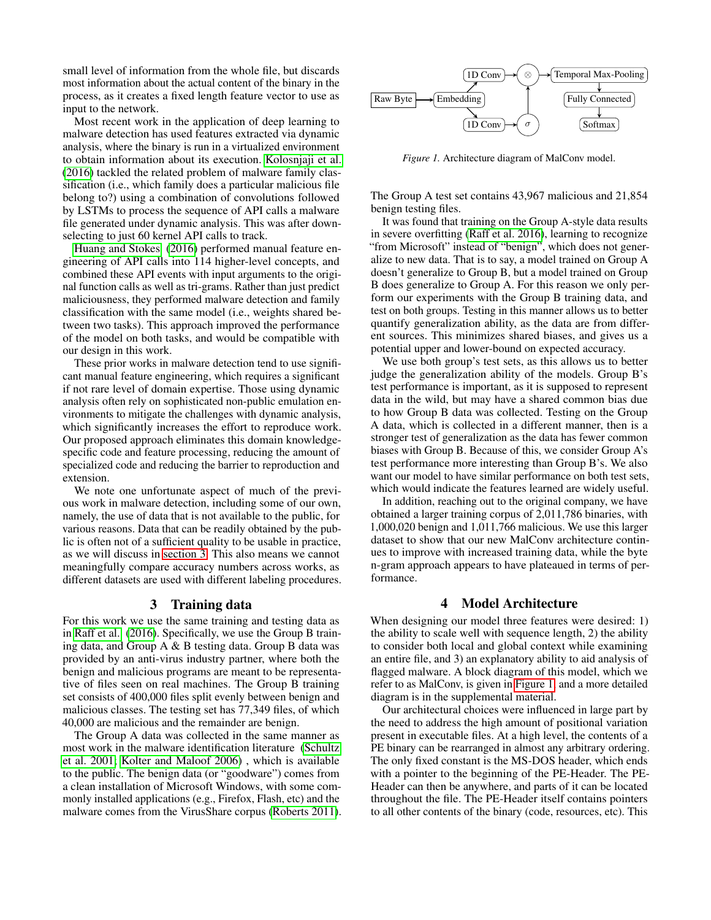small level of information from the whole file, but discards most information about the actual content of the binary in the process, as it creates a fixed length feature vector to use as input to the network.

Most recent work in the application of deep learning to malware detection has used features extracted via dynamic analysis, where the binary is run in a virtualized environment to obtain information about its execution. Kolosnjaji et al. (2016) tackled the related problem of malware family classification (i.e., which family does a particular malicious file belong to?) using a combination of convolutions followed by LSTMs to process the sequence of API calls a malware file generated under dynamic analysis. This was after down-selecting to just 60 kernel API calls to track.

Huang and Stokes (2016) performed manual feature engineering of API calls into 114 higher-level concepts, and combined these API events with input arguments to the original function calls as well as tri-grams. Rather than just predict maliciousness, they performed malware detection and family classification with the same model (i.e., weights shared between two tasks). This approach improved the performance of the model on both tasks, and would be compatible with our design in this work.

These prior works in malware detection tend to use significant manual feature engineering, which requires a significant if not rare level of domain expertise. Those using dynamic analysis often rely on sophisticated non-public emulation environments to mitigate the challenges with dynamic analysis, which significantly increases the effort to reproduce work. Our proposed approach eliminates this domain knowledge-specific code and feature processing, reducing the amount of specialized code and reducing the barrier to reproduction and extension.

We note one unfortunate aspect of much of the previous work in malware detection, including some of our own, namely, the use of data that is not available to the public, for various reasons. Data that can be readily obtained by the public is often not of a sufficient quality to be usable in practice, as we will discuss in section 3. This also means we cannot meaningfully compare accuracy numbers across works, as different datasets are used with different labeling procedures.

## 3 Training data

For this work we use the same training and testing data as in Raff et al. (2016). Specifically, we use the Group B training data, and Group A & B testing data. Group B data was provided by an anti-virus industry partner, where both the benign and malicious programs are meant to be representative of files seen on real machines. The Group B training set consists of 400,000 files split evenly between benign and malicious classes. The testing set has 77,349 files, of which 40,000 are malicious and the remainder are benign.

The Group A data was collected in the same manner as most work in the malware identification literature (Schultz et al. 2001; Kolter and Maloof 2006) , which is available to the public. The benign data (or "goodware") comes from a clean installation of Microsoft Windows, with some commonly installed applications (e.g., Firefox, Flash, etc) and the malware comes from the VirusShare corpus (Roberts 2011).

Raw Byte → Embedding → 1D Conv → ⊗ → Temporal Max-Pooling → Fully Connected → Softmax; Embedding → 1D Conv → σ → ⊗

*Figure 1.* Architecture diagram of MalConv model.

The Group A test set contains 43,967 malicious and 21,854 benign testing files.

It was found that training on the Group A-style data results in severe overfitting (Raff et al. 2016), learning to recognize "from Microsoft" instead of "benign", which does not generalize to new data. That is to say, a model trained on Group A doesn't generalize to Group B, but a model trained on Group B does generalize to Group A. For this reason we only perform our experiments with the Group B training data, and test on both groups. Testing in this manner allows us to better quantify generalization ability, as the data are from different sources. This minimizes shared biases, and gives us a potential upper and lower-bound on expected accuracy.

We use both group's test sets, as this allows us to better judge the generalization ability of the models. Group B's test performance is important, as it is supposed to represent data in the wild, but may have a shared common bias due to how Group B data was collected. Testing on the Group A data, which is collected in a different manner, then is a stronger test of generalization as the data has fewer common biases with Group B. Because of this, we consider Group A's test performance more interesting than Group B's. We also want our model to have similar performance on both test sets, which would indicate the features learned are widely useful.

In addition, reaching out to the original company, we have obtained a larger training corpus of 2,011,786 binaries, with 1,000,020 benign and 1,011,766 malicious. We use this larger dataset to show that our new MalConv architecture continues to improve with increased training data, while the byte n-gram approach appears to have plateaued in terms of performance.

## 4 Model Architecture

When designing our model three features were desired: 1) the ability to scale well with sequence length, 2) the ability to consider both local and global context while examining an entire file, and 3) an explanatory ability to aid analysis of flagged malware. A block diagram of this model, which we refer to as MalConv, is given in Figure 1, and a more detailed diagram is in the supplemental material.

Our architectural choices were influenced in large part by the need to address the high amount of positional variation present in executable files. At a high level, the contents of a PE binary can be rearranged in almost any arbitrary ordering. The only fixed constant is the MS-DOS header, which ends with a pointer to the beginning of the PE-Header. The PE-Header can then be anywhere, and parts of it can be located throughout the file. The PE-Header itself contains pointers to all other contents of the binary (code, resources, etc). This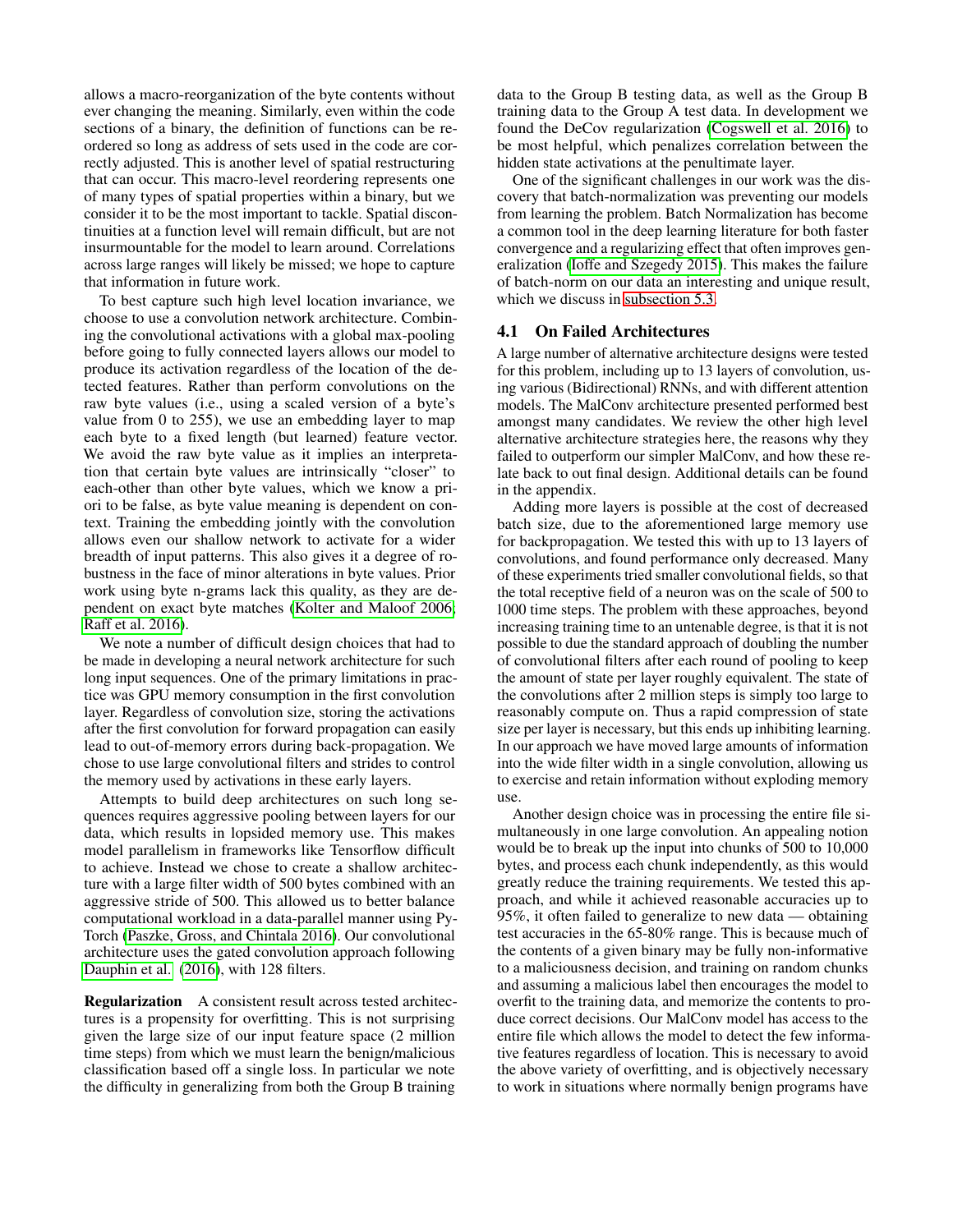allows a macro-reorganization of the byte contents without ever changing the meaning. Similarly, even within the code sections of a binary, the definition of functions can be reordered so long as address of sets used in the code are correctly adjusted. This is another level of spatial restructuring that can occur. This macro-level reordering represents one of many types of spatial properties within a binary, but we consider it to be the most important to tackle. Spatial discontinuities at a function level will remain difficult, but are not insurmountable for the model to learn around. Correlations across large ranges will likely be missed; we hope to capture that information in future work.

To best capture such high level location invariance, we choose to use a convolution network architecture. Combining the convolutional activations with a global max-pooling before going to fully connected layers allows our model to produce its activation regardless of the location of the detected features. Rather than perform convolutions on the raw byte values (i.e., using a scaled version of a byte's value from 0 to 255), we use an embedding layer to map each byte to a fixed length (but learned) feature vector. We avoid the raw byte value as it implies an interpretation that certain byte values are intrinsically "closer" to each-other than other byte values, which we know a priori to be false, as byte value meaning is dependent on context. Training the embedding jointly with the convolution allows even our shallow network to activate for a wider breadth of input patterns. This also gives it a degree of robustness in the face of minor alterations in byte values. Prior work using byte n-grams lack this quality, as they are dependent on exact byte matches (Kolter and Maloof 2006; Raff et al. 2016).

We note a number of difficult design choices that had to be made in developing a neural network architecture for such long input sequences. One of the primary limitations in practice was GPU memory consumption in the first convolution layer. Regardless of convolution size, storing the activations after the first convolution for forward propagation can easily lead to out-of-memory errors during back-propagation. We chose to use large convolutional filters and strides to control the memory used by activations in these early layers.

Attempts to build deep architectures on such long sequences requires aggressive pooling between layers for our data, which results in lopsided memory use. This makes model parallelism in frameworks like Tensorflow difficult to achieve. Instead we chose to create a shallow architecture with a large filter width of 500 bytes combined with an aggressive stride of 500. This allowed us to better balance computational workload in a data-parallel manner using PyTorch (Paszke, Gross, and Chintala 2016). Our convolutional architecture uses the gated convolution approach following Dauphin et al. (2016), with 128 filters.

**Regularization** A consistent result across tested architectures is a propensity for overfitting. This is not surprising given the large size of our input feature space (2 million time steps) from which we must learn the benign/malicious classification based off a single loss. In particular we note the difficulty in generalizing from both the Group B training data to the Group B testing data, as well as the Group B training data to the Group A test data. In development we found the DeCov regularization (Cogswell et al. 2016) to be most helpful, which penalizes correlation between the hidden state activations at the penultimate layer.

One of the significant challenges in our work was the discovery that batch-normalization was preventing our models from learning the problem. Batch Normalization has become a common tool in the deep learning literature for both faster convergence and a regularizing effect that often improves generalization (Ioffe and Szegedy 2015). This makes the failure of batch-norm on our data an interesting and unique result, which we discuss in subsection 5.3.

## 4.1 On Failed Architectures

A large number of alternative architecture designs were tested for this problem, including up to 13 layers of convolution, using various (Bidirectional) RNNs, and with different attention models. The MalConv architecture presented performed best amongst many candidates. We review the other high level alternative architecture strategies here, the reasons why they failed to outperform our simpler MalConv, and how these relate back to out final design. Additional details can be found in the appendix.

Adding more layers is possible at the cost of decreased batch size, due to the aforementioned large memory use for backpropagation. We tested this with up to 13 layers of convolutions, and found performance only decreased. Many of these experiments tried smaller convolutional fields, so that the total receptive field of a neuron was on the scale of 500 to 1000 time steps. The problem with these approaches, beyond increasing training time to an untenable degree, is that it is not possible to due the standard approach of doubling the number of convolutional filters after each round of pooling to keep the amount of state per layer roughly equivalent. The state of the convolutions after 2 million steps is simply too large to reasonably compute on. Thus a rapid compression of state size per layer is necessary, but this ends up inhibiting learning. In our approach we have moved large amounts of information into the wide filter width in a single convolution, allowing us to exercise and retain information without exploding memory use.

Another design choice was in processing the entire file simultaneously in one large convolution. An appealing notion would be to break up the input into chunks of 500 to 10,000 bytes, and process each chunk independently, as this would greatly reduce the training requirements. We tested this approach, and while it achieved reasonable accuracies up to 95%, it often failed to generalize to new data — obtaining test accuracies in the 65-80% range. This is because much of the contents of a given binary may be fully non-informative to a maliciousness decision, and training on random chunks and assuming a malicious label then encourages the model to overfit to the training data, and memorize the contents to produce correct decisions. Our MalConv model has access to the entire file which allows the model to detect the few informative features regardless of location. This is necessary to avoid the above variety of overfitting, and is objectively necessary to work in situations where normally benign programs have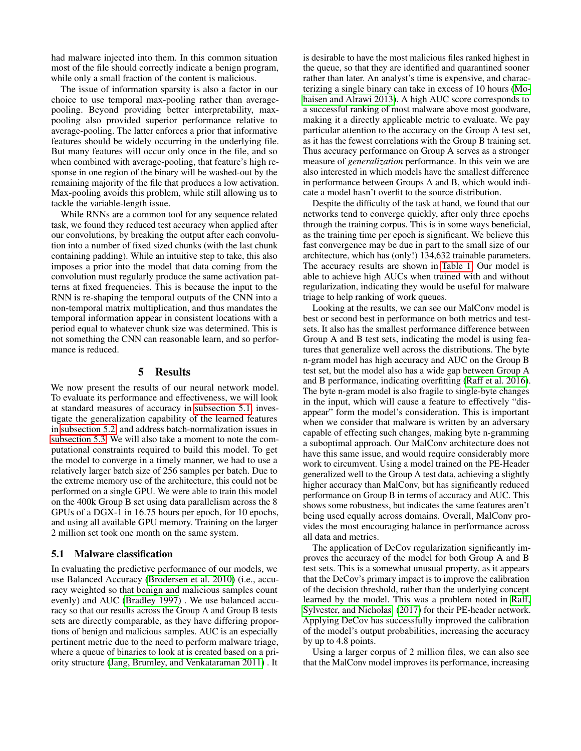had malware injected into them. In this common situation most of the file should correctly indicate a benign program, while only a small fraction of the content is malicious.

The issue of information sparsity is also a factor in our choice to use temporal max-pooling rather than average-pooling. Beyond providing better interpretability, max-pooling also provided superior performance relative to average-pooling. The latter enforces a prior that informative features should be widely occurring in the underlying file. But many features will occur only once in the file, and so when combined with average-pooling, that feature's high response in one region of the binary will be washed-out by the remaining majority of the file that produces a low activation. Max-pooling avoids this problem, while still allowing us to tackle the variable-length issue.

While RNNs are a common tool for any sequence related task, we found they reduced test accuracy when applied after our convolutions, by breaking the output after each convolution into a number of fixed sized chunks (with the last chunk containing padding). While an intuitive step to take, this also imposes a prior into the model that data coming from the convolution must regularly produce the same activation patterns at fixed frequencies. This is because the input to the RNN is re-shaping the temporal outputs of the CNN into a non-temporal matrix multiplication, and thus mandates the temporal information appear in consistent locations with a period equal to whatever chunk size was determined. This is not something the CNN can reasonable learn, and so performance is reduced.

## 5 Results

We now present the results of our neural network model. To evaluate its performance and effectiveness, we will look at standard measures of accuracy in subsection 5.1, investigate the generalization capability of the learned features in subsection 5.2, and address batch-normalization issues in subsection 5.3. We will also take a moment to note the computational constraints required to build this model. To get the model to converge in a timely manner, we had to use a relatively larger batch size of 256 samples per batch. Due to the extreme memory use of the architecture, this could not be performed on a single GPU. We were able to train this model on the 400k Group B set using data parallelism across the 8 GPUs of a DGX-1 in 16.75 hours per epoch, for 10 epochs, and using all available GPU memory. Training on the larger 2 million set took one month on the same system.

### 5.1 Malware classification

In evaluating the predictive performance of our models, we use Balanced Accuracy (Brodersen et al. 2010) (i.e., accuracy weighted so that benign and malicious samples count evenly) and AUC (Bradley 1997) . We use balanced accuracy so that our results across the Group A and Group B tests sets are directly comparable, as they have differing proportions of benign and malicious samples. AUC is an especially pertinent metric due to the need to perform malware triage, where a queue of binaries to look at is created based on a priority structure (Jang, Brumley, and Venkataraman 2011) . It is desirable to have the most malicious files ranked highest in the queue, so that they are identified and quarantined sooner rather than later. An analyst's time is expensive, and characterizing a single binary can take in excess of 10 hours (Mohaisen and Alrawi 2013). A high AUC score corresponds to a successful ranking of most malware above most goodware, making it a directly applicable metric to evaluate. We pay particular attention to the accuracy on the Group A test set, as it has the fewest correlations with the Group B training set. Thus accuracy performance on Group A serves as a stronger measure of *generalization* performance. In this vein we are also interested in which models have the smallest difference in performance between Groups A and B, which would indicate a model hasn't overfit to the source distribution.

Despite the difficulty of the task at hand, we found that our networks tend to converge quickly, after only three epochs through the training corpus. This is in some ways beneficial, as the training time per epoch is significant. We believe this fast convergence may be due in part to the small size of our architecture, which has (only!) 134,632 trainable parameters. The accuracy results are shown in Table 1. Our model is able to achieve high AUCs when trained with and without regularization, indicating they would be useful for malware triage to help ranking of work queues.

Looking at the results, we can see our MalConv model is best or second best in performance on both metrics and test-sets. It also has the smallest performance difference between Group A and B test sets, indicating the model is using features that generalize well across the distributions. The byte n-gram model has high accuracy and AUC on the Group B test set, but the model also has a wide gap between Group A and B performance, indicating overfitting (Raff et al. 2016). The byte n-gram model is also fragile to single-byte changes in the input, which will cause a feature to effectively "disappear" form the model's consideration. This is important when we consider that malware is written by an adversary capable of effecting such changes, making byte n-gramming a suboptimal approach. Our MalConv architecture does not have this same issue, and would require considerably more work to circumvent. Using a model trained on the PE-Header generalized well to the Group A test data, achieving a slightly higher accuracy than MalConv, but has significantly reduced performance on Group B in terms of accuracy and AUC. This shows some robustness, but indicates the same features aren't being used equally across domains. Overall, MalConv provides the most encouraging balance in performance across all data and metrics.

The application of DeCov regularization significantly improves the accuracy of the model for both Group A and B test sets. This is a somewhat unusual property, as it appears that the DeCov's primary impact is to improve the calibration of the decision threshold, rather than the underlying concept learned by the model. This was a problem noted in Raff, Sylvester, and Nicholas (2017) for their PE-header network. Applying DeCov has successfully improved the calibration of the model's output probabilities, increasing the accuracy by up to 4.8 points.

Using a larger corpus of 2 million files, we can also see that the MalConv model improves its performance, increasing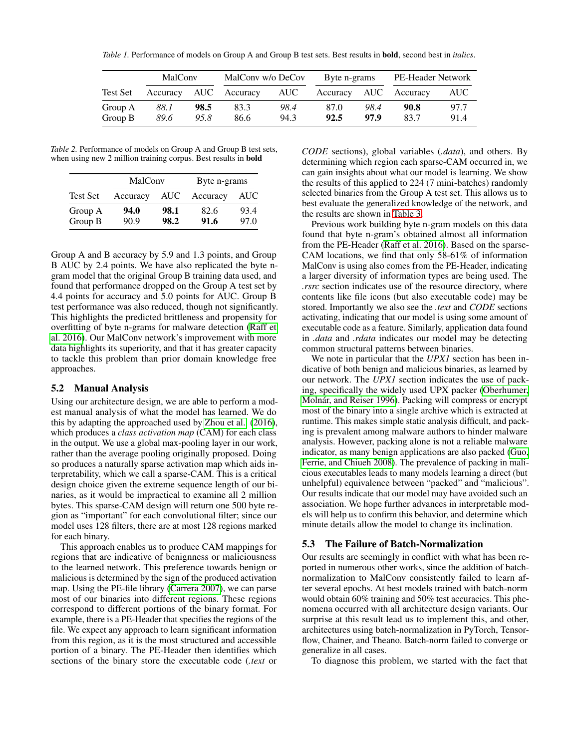*Table 1.* Performance of models on Group A and Group B test sets. Best results in **bold**, second best in *italics*.

| | MalConv | | MalConv w/o DeCov | | Byte n-grams | | PE-Header Network | |
|---|---|---|---|---|---|---|---|---|
| Test Set | Accuracy | AUC | Accuracy | AUC | Accuracy | AUC | Accuracy | AUC |
| Group A | *88.1* | **98.5** | 83.3 | *98.4* | 87.0 | *98.4* | **90.8** | 97.7 |
| Group B | *89.6* | *95.8* | 86.6 | 94.3 | **92.5** | **97.9** | 83.7 | 91.4 |

*Table 2.* Performance of models on Group A and Group B test sets, when using new 2 million training corpus. Best results in **bold**

| | MalConv | | Byte n-grams | |
|---|---|---|---|---|
| Test Set | Accuracy | AUC | Accuracy | AUC |
| Group A | **94.0** | **98.1** | 82.6 | 93.4 |
| Group B | 90.9 | **98.2** | **91.6** | 97.0 |

Group A and B accuracy by 5.9 and 1.3 points, and Group B AUC by 2.4 points. We have also replicated the byte n-gram model that the original Group B training data used, and found that performance dropped on the Group A test set by 4.4 points for accuracy and 5.0 points for AUC. Group B test performance was also reduced, though not significantly. This highlights the predicted brittleness and propensity for overfitting of byte n-grams for malware detection (Raff et al. 2016). Our MalConv network's improvement with more data highlights its superiority, and that it has greater capacity to tackle this problem than prior domain knowledge free approaches.

## 5.2 Manual Analysis

Using our architecture design, we are able to perform a modest manual analysis of what the model has learned. We do this by adapting the approached used by Zhou et al. (2016), which produces a *class activation map* (CAM) for each class in the output. We use a global max-pooling layer in our work, rather than the average pooling originally proposed. Doing so produces a naturally sparse activation map which aids interpretability, which we call a sparse-CAM. This is a critical design choice given the extreme sequence length of our binaries, as it would be impractical to examine all 2 million bytes. This sparse-CAM design will return one 500 byte region as "important" for each convolutional filter; since our model uses 128 filters, there are at most 128 regions marked for each binary.

This approach enables us to produce CAM mappings for regions that are indicative of benignness or maliciousness to the learned network. This preference towards benign or malicious is determined by the sign of the produced activation map. Using the PE-file library (Carrera 2007), we can parse most of our binaries into different regions. These regions correspond to different portions of the binary format. For example, there is a PE-Header that specifies the regions of the file. We expect any approach to learn significant information from this region, as it is the most structured and accessible portion of a binary. The PE-Header then identifies which sections of the binary store the executable code (*.text* or *CODE* sections), global variables (*.data*), and others. By determining which region each sparse-CAM occurred in, we can gain insights about what our model is learning. We show the results of this applied to 224 (7 mini-batches) randomly selected binaries from the Group A test set. This allows us to best evaluate the generalized knowledge of the network, and the results are shown in Table 3.

Previous work building byte n-gram models on this data found that byte n-gram's obtained almost all information from the PE-Header (Raff et al. 2016). Based on the sparse-CAM locations, we find that only 58-61% of information MalConv is using also comes from the PE-Header, indicating a larger diversity of information types are being used. The *.rsrc* section indicates use of the resource directory, where contents like file icons (but also executable code) may be stored. Importantly we also see the *.text* and *CODE* sections activating, indicating that our model is using some amount of executable code as a feature. Similarly, application data found in *.data* and *.rdata* indicates our model may be detecting common structural patterns between binaries.

We note in particular that the *UPX1* section has been indicative of both benign and malicious binaries, as learned by our network. The *UPX1* section indicates the use of packing, specifically the widely used UPX packer (Oberhumer, Molnár, and Reiser 1996). Packing will compress or encrypt most of the binary into a single archive which is extracted at runtime. This makes simple static analysis difficult, and packing is prevalent among malware authors to hinder malware analysis. However, packing alone is not a reliable malware indicator, as many benign applications are also packed (Guo, Ferrie, and Chiueh 2008). The prevalence of packing in malicious executables leads to many models learning a direct (but unhelpful) equivalence between "packed" and "malicious". Our results indicate that our model may have avoided such an association. We hope further advances in interpretable models will help us to confirm this behavior, and determine which minute details allow the model to change its inclination.

## 5.3 The Failure of Batch-Normalization

Our results are seemingly in conflict with what has been reported in numerous other works, since the addition of batch-normalization to MalConv consistently failed to learn after several epochs. At best models trained with batch-norm would obtain 60% training and 50% test accuracies. This phenomena occurred with all architecture design variants. Our surprise at this result lead us to implement this, and other, architectures using batch-normalization in PyTorch, Tensorflow, Chainer, and Theano. Batch-norm failed to converge or generalize in all cases.

To diagnose this problem, we started with the fact that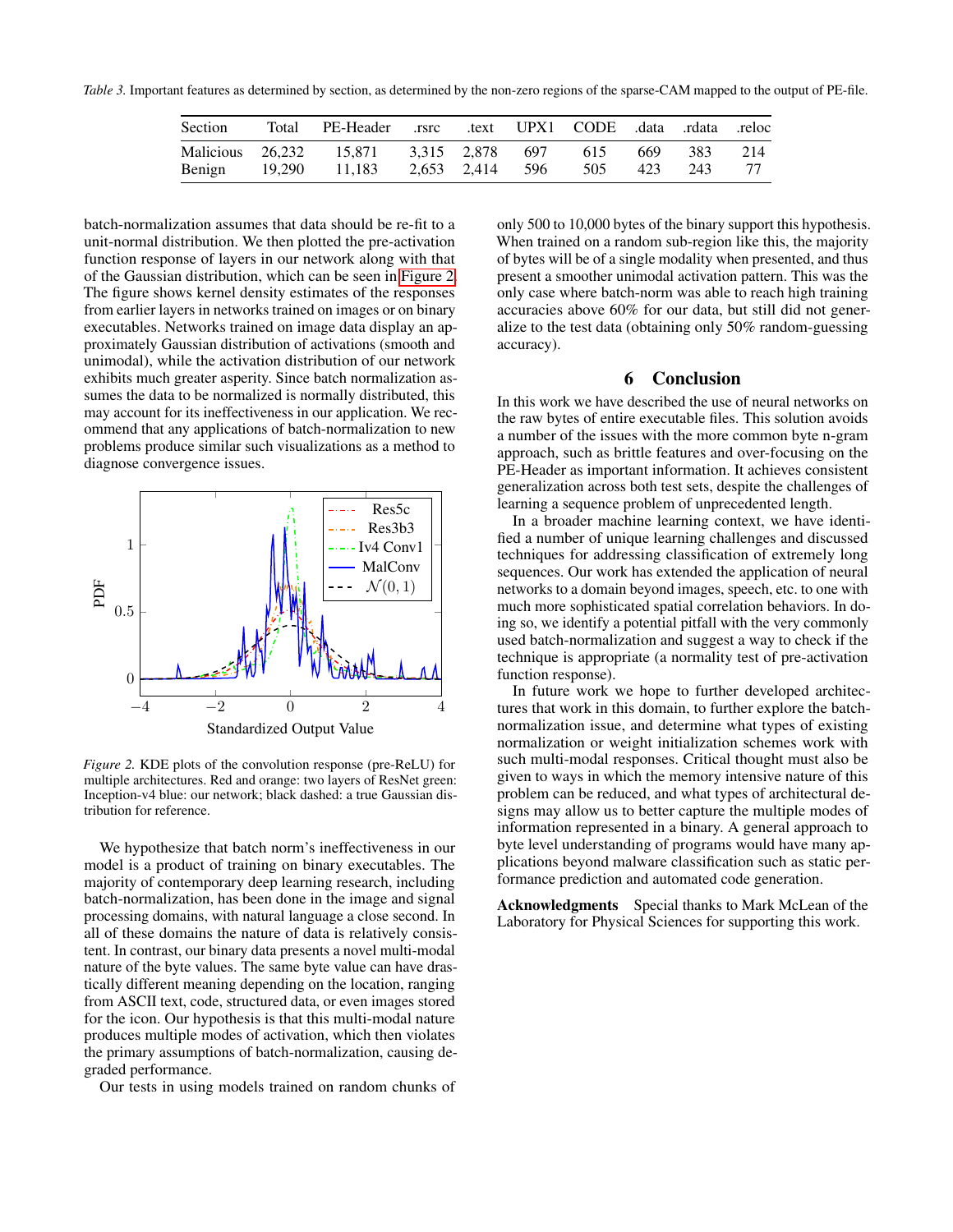*Table 3.* Important features as determined by section, as determined by the non-zero regions of the sparse-CAM mapped to the output of PE-file.

| Section | Total | PE-Header | .rsrc | .text | UPX1 | CODE | .data | .rdata | .reloc |
|---|---|---|---|---|---|---|---|---|---|
| Malicious | 26,232 | 15,871 | 3,315 | 2,878 | 697 | 615 | 669 | 383 | 214 |
| Benign | 19,290 | 11,183 | 2,653 | 2,414 | 596 | 505 | 423 | 243 | 77 |

batch-normalization assumes that data should be re-fit to a unit-normal distribution. We then plotted the pre-activation function response of layers in our network along with that of the Gaussian distribution, which can be seen in Figure 2. The figure shows kernel density estimates of the responses from earlier layers in networks trained on images or on binary executables. Networks trained on image data display an approximately Gaussian distribution of activations (smooth and unimodal), while the activation distribution of our network exhibits much greater asperity. Since batch normalization assumes the data to be normalized is normally distributed, this may account for its ineffectiveness in our application. We recommend that any applications of batch-normalization to new problems produce similar such visualizations as a method to diagnose convergence issues.

*Figure 2.* KDE plots of the convolution response (pre-ReLU) for multiple architectures. Red and orange: two layers of ResNet green: Inception-v4 blue: our network; black dashed: a true Gaussian distribution for reference.

We hypothesize that batch norm's ineffectiveness in our model is a product of training on binary executables. The majority of contemporary deep learning research, including batch-normalization, has been done in the image and signal processing domains, with natural language a close second. In all of these domains the nature of data is relatively consistent. In contrast, our binary data presents a novel multi-modal nature of the byte values. The same byte value can have drastically different meaning depending on the location, ranging from ASCII text, code, structured data, or even images stored for the icon. Our hypothesis is that this multi-modal nature produces multiple modes of activation, which then violates the primary assumptions of batch-normalization, causing degraded performance.

Our tests in using models trained on random chunks of only 500 to 10,000 bytes of the binary support this hypothesis. When trained on a random sub-region like this, the majority of bytes will be of a single modality when presented, and thus present a smoother unimodal activation pattern. This was the only case where batch-norm was able to reach high training accuracies above 60% for our data, but still did not generalize to the test data (obtaining only 50% random-guessing accuracy).

## 6 Conclusion

In this work we have described the use of neural networks on the raw bytes of entire executable files. This solution avoids a number of the issues with the more common byte n-gram approach, such as brittle features and over-focusing on the PE-Header as important information. It achieves consistent generalization across both test sets, despite the challenges of learning a sequence problem of unprecedented length.

In a broader machine learning context, we have identified a number of unique learning challenges and discussed techniques for addressing classification of extremely long sequences. Our work has extended the application of neural networks to a domain beyond images, speech, etc. to one with much more sophisticated spatial correlation behaviors. In doing so, we identify a potential pitfall with the very commonly used batch-normalization and suggest a way to check if the technique is appropriate (a normality test of pre-activation function response).

In future work we hope to further developed architectures that work in this domain, to further explore the batch-normalization issue, and determine what types of existing normalization or weight initialization schemes work with such multi-modal responses. Critical thought must also be given to ways in which the memory intensive nature of this problem can be reduced, and what types of architectural designs may allow us to better capture the multiple modes of information represented in a binary. A general approach to byte level understanding of programs would have many applications beyond malware classification such as static performance prediction and automated code generation.

**Acknowledgments** Special thanks to Mark McLean of the Laboratory for Physical Sciences for supporting this work.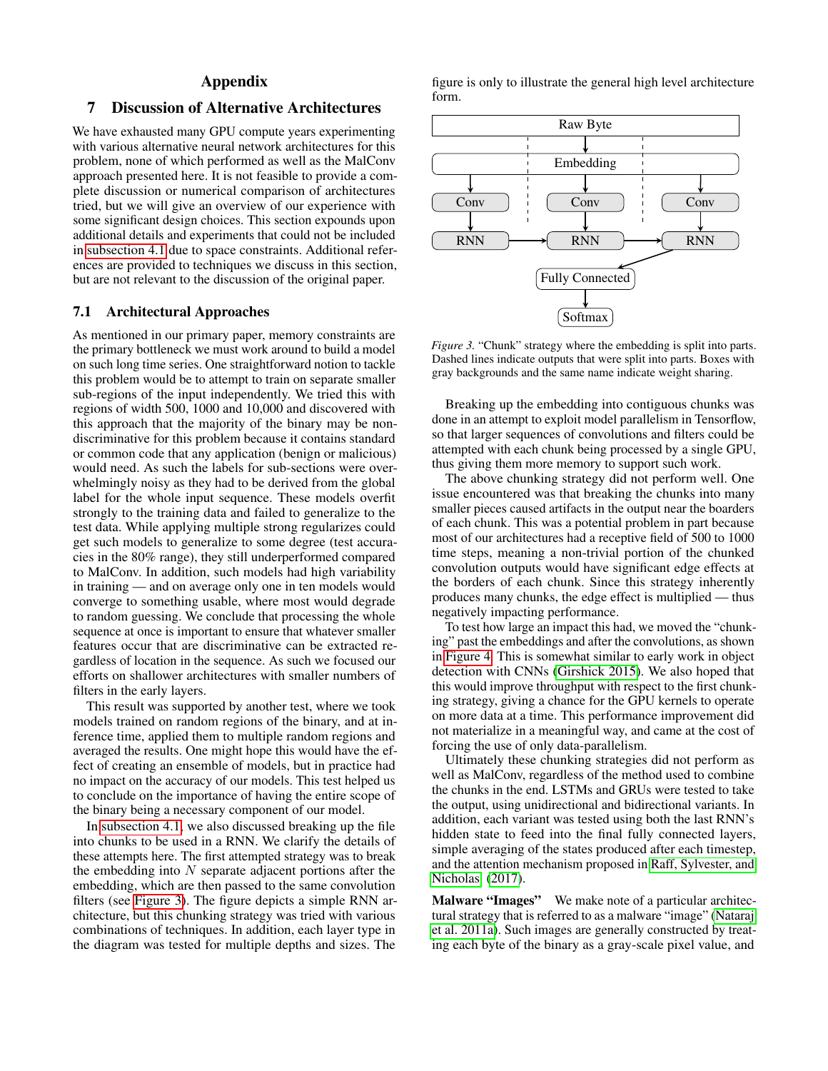# Appendix

## 7 Discussion of Alternative Architectures

We have exhausted many GPU compute years experimenting with various alternative neural network architectures for this problem, none of which performed as well as the MalConv approach presented here. It is not feasible to provide a complete discussion or numerical comparison of architectures tried, but we will give an overview of our experience with some significant design choices. This section expounds upon additional details and experiments that could not be included in subsection 4.1 due to space constraints. Additional references are provided to techniques we discuss in this section, but are not relevant to the discussion of the original paper.

### 7.1 Architectural Approaches

As mentioned in our primary paper, memory constraints are the primary bottleneck we must work around to build a model on such long time series. One straightforward notion to tackle this problem would be to attempt to train on separate smaller sub-regions of the input independently. We tried this with regions of width 500, 1000 and 10,000 and discovered with this approach that the majority of the binary may be non-discriminative for this problem because it contains standard or common code that any application (benign or malicious) would need. As such the labels for sub-sections were overwhelmingly noisy as they had to be derived from the global label for the whole input sequence. These models overfit strongly to the training data and failed to generalize to the test data. While applying multiple strong regularizes could get such models to generalize to some degree (test accuracies in the 80% range), they still underperformed compared to MalConv. In addition, such models had high variability in training — and on average only one in ten models would converge to something usable, where most would degrade to random guessing. We conclude that processing the whole sequence at once is important to ensure that whatever smaller features occur that are discriminative can be extracted regardless of location in the sequence. As such we focused our efforts on shallower architectures with smaller numbers of filters in the early layers.

This result was supported by another test, where we took models trained on random regions of the binary, and at inference time, applied them to multiple random regions and averaged the results. One might hope this would have the effect of creating an ensemble of models, but in practice had no impact on the accuracy of our models. This test helped us to conclude on the importance of having the entire scope of the binary being a necessary component of our model.

In subsection 4.1, we also discussed breaking up the file into chunks to be used in a RNN. We clarify the details of these attempts here. The first attempted strategy was to break the embedding into $N$ separate adjacent portions after the embedding, which are then passed to the same convolution filters (see Figure 3). The figure depicts a simple RNN architecture, but this chunking strategy was tried with various combinations of techniques. In addition, each layer type in the diagram was tested for multiple depths and sizes. The figure is only to illustrate the general high level architecture form.

*Figure 3.* "Chunk" strategy where the embedding is split into parts. Dashed lines indicate outputs that were split into parts. Boxes with gray backgrounds and the same name indicate weight sharing.

Breaking up the embedding into contiguous chunks was done in an attempt to exploit model parallelism in Tensorflow, so that larger sequences of convolutions and filters could be attempted with each chunk being processed by a single GPU, thus giving them more memory to support such work.

The above chunking strategy did not perform well. One issue encountered was that breaking the chunks into many smaller pieces caused artifacts in the output near the boarders of each chunk. This was a potential problem in part because most of our architectures had a receptive field of 500 to 1000 time steps, meaning a non-trivial portion of the chunked convolution outputs would have significant edge effects at the borders of each chunk. Since this strategy inherently produces many chunks, the edge effect is multiplied — thus negatively impacting performance.

To test how large an impact this had, we moved the "chunking" past the embeddings and after the convolutions, as shown in Figure 4. This is somewhat similar to early work in object detection with CNNs (Girshick 2015). We also hoped that this would improve throughput with respect to the first chunking strategy, giving a chance for the GPU kernels to operate on more data at a time. This performance improvement did not materialize in a meaningful way, and came at the cost of forcing the use of only data-parallelism.

Ultimately these chunking strategies did not perform as well as MalConv, regardless of the method used to combine the chunks in the end. LSTMs and GRUs were tested to take the output, using unidirectional and bidirectional variants. In addition, each variant was tested using both the last RNN's hidden state to feed into the final fully connected layers, simple averaging of the states produced after each timestep, and the attention mechanism proposed in Raff, Sylvester, and Nicholas (2017).

**Malware "Images"** We make note of a particular architectural strategy that is referred to as a malware "image" (Nataraj et al. 2011a). Such images are generally constructed by treating each byte of the binary as a gray-scale pixel value, and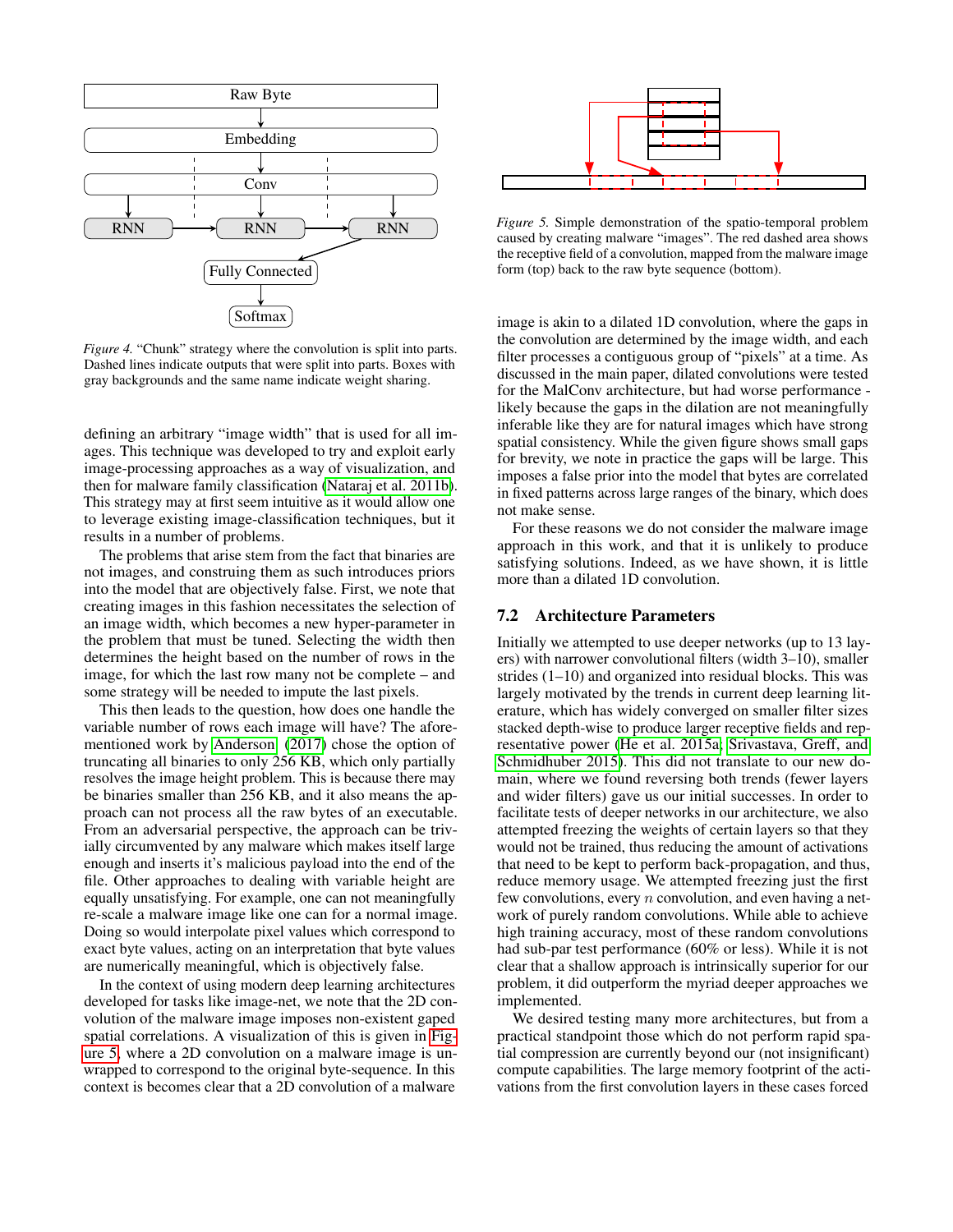*Figure 4.* "Chunk" strategy where the convolution is split into parts. Dashed lines indicate outputs that were split into parts. Boxes with gray backgrounds and the same name indicate weight sharing.

defining an arbitrary "image width" that is used for all images. This technique was developed to try and exploit early image-processing approaches as a way of visualization, and then for malware family classification (Nataraj et al. 2011b). This strategy may at first seem intuitive as it would allow one to leverage existing image-classification techniques, but it results in a number of problems.

The problems that arise stem from the fact that binaries are not images, and construing them as such introduces priors into the model that are objectively false. First, we note that creating images in this fashion necessitates the selection of an image width, which becomes a new hyper-parameter in the problem that must be tuned. Selecting the width then determines the height based on the number of rows in the image, for which the last row many not be complete – and some strategy will be needed to impute the last pixels.

This then leads to the question, how does one handle the variable number of rows each image will have? The aforementioned work by Anderson (2017) chose the option of truncating all binaries to only 256 KB, which only partially resolves the image height problem. This is because there may be binaries smaller than 256 KB, and it also means the approach can not process all the raw bytes of an executable. From an adversarial perspective, the approach can be trivially circumvented by any malware which makes itself large enough and inserts it's malicious payload into the end of the file. Other approaches to dealing with variable height are equally unsatisfying. For example, one can not meaningfully re-scale a malware image like one can for a normal image. Doing so would interpolate pixel values which correspond to exact byte values, acting on an interpretation that byte values are numerically meaningful, which is objectively false.

In the context of using modern deep learning architectures developed for tasks like image-net, we note that the 2D convolution of the malware image imposes non-existent gaped spatial correlations. A visualization of this is given in Figure 5, where a 2D convolution on a malware image is unwrapped to correspond to the original byte-sequence. In this context is becomes clear that a 2D convolution of a malware image is akin to a dilated 1D convolution, where the gaps in the convolution are determined by the image width, and each filter processes a contiguous group of "pixels" at a time. As discussed in the main paper, dilated convolutions were tested for the MalConv architecture, but had worse performance - likely because the gaps in the dilation are not meaningfully inferable like they are for natural images which have strong spatial consistency. While the given figure shows small gaps for brevity, we note in practice the gaps will be large. This imposes a false prior into the model that bytes are correlated in fixed patterns across large ranges of the binary, which does not make sense.

*Figure 5.* Simple demonstration of the spatio-temporal problem caused by creating malware "images". The red dashed area shows the receptive field of a convolution, mapped from the malware image form (top) back to the raw byte sequence (bottom).

For these reasons we do not consider the malware image approach in this work, and that it is unlikely to produce satisfying solutions. Indeed, as we have shown, it is little more than a dilated 1D convolution.

## 7.2 Architecture Parameters

Initially we attempted to use deeper networks (up to 13 layers) with narrower convolutional filters (width 3–10), smaller strides (1–10) and organized into residual blocks. This was largely motivated by the trends in current deep learning literature, which has widely converged on smaller filter sizes stacked depth-wise to produce larger receptive fields and representative power (He et al. 2015a; Srivastava, Greff, and Schmidhuber 2015). This did not translate to our new domain, where we found reversing both trends (fewer layers and wider filters) gave us our initial successes. In order to facilitate tests of deeper networks in our architecture, we also attempted freezing the weights of certain layers so that they would not be trained, thus reducing the amount of activations that need to be kept to perform back-propagation, and thus, reduce memory usage. We attempted freezing just the first few convolutions, every $n$ convolution, and even having a network of purely random convolutions. While able to achieve high training accuracy, most of these random convolutions had sub-par test performance (60% or less). While it is not clear that a shallow approach is intrinsically superior for our problem, it did outperform the myriad deeper approaches we implemented.

We desired testing many more architectures, but from a practical standpoint those which do not perform rapid spatial compression are currently beyond our (not insignificant) compute capabilities. The large memory footprint of the activations from the first convolution layers in these cases forced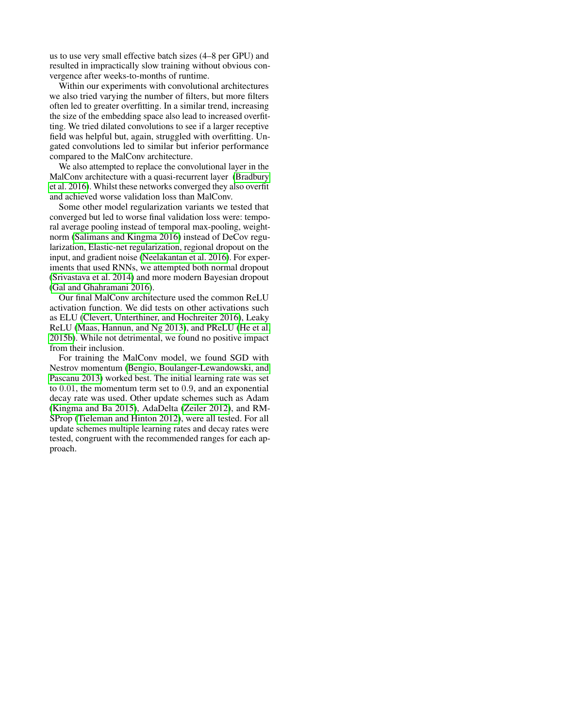us to use very small effective batch sizes (4–8 per GPU) and resulted in impractically slow training without obvious convergence after weeks-to-months of runtime.

Within our experiments with convolutional architectures we also tried varying the number of filters, but more filters often led to greater overfitting. In a similar trend, increasing the size of the embedding space also lead to increased overfitting. We tried dilated convolutions to see if a larger receptive field was helpful but, again, struggled with overfitting. Ungated convolutions led to similar but inferior performance compared to the MalConv architecture.

We also attempted to replace the convolutional layer in the MalConv architecture with a quasi-recurrent layer (Bradbury et al. 2016). Whilst these networks converged they also overfit and achieved worse validation loss than MalConv.

Some other model regularization variants we tested that converged but led to worse final validation loss were: temporal average pooling instead of temporal max-pooling, weight-norm (Salimans and Kingma 2016) instead of DeCov regularization, Elastic-net regularization, regional dropout on the input, and gradient noise (Neelakantan et al. 2016). For experiments that used RNNs, we attempted both normal dropout (Srivastava et al. 2014) and more modern Bayesian dropout (Gal and Ghahramani 2016).

Our final MalConv architecture used the common ReLU activation function. We did tests on other activations such as ELU (Clevert, Unterthiner, and Hochreiter 2016), Leaky ReLU (Maas, Hannun, and Ng 2013), and PReLU (He et al. 2015b). While not detrimental, we found no positive impact from their inclusion.

For training the MalConv model, we found SGD with Nestrov momentum (Bengio, Boulanger-Lewandowski, and Pascanu 2013) worked best. The initial learning rate was set to $0.01$, the momentum term set to $0.9$, and an exponential decay rate was used. Other update schemes such as Adam (Kingma and Ba 2015), AdaDelta (Zeiler 2012), and RMSProp (Tieleman and Hinton 2012), were all tested. For all update schemes multiple learning rates and decay rates were tested, congruent with the recommended ranges for each approach.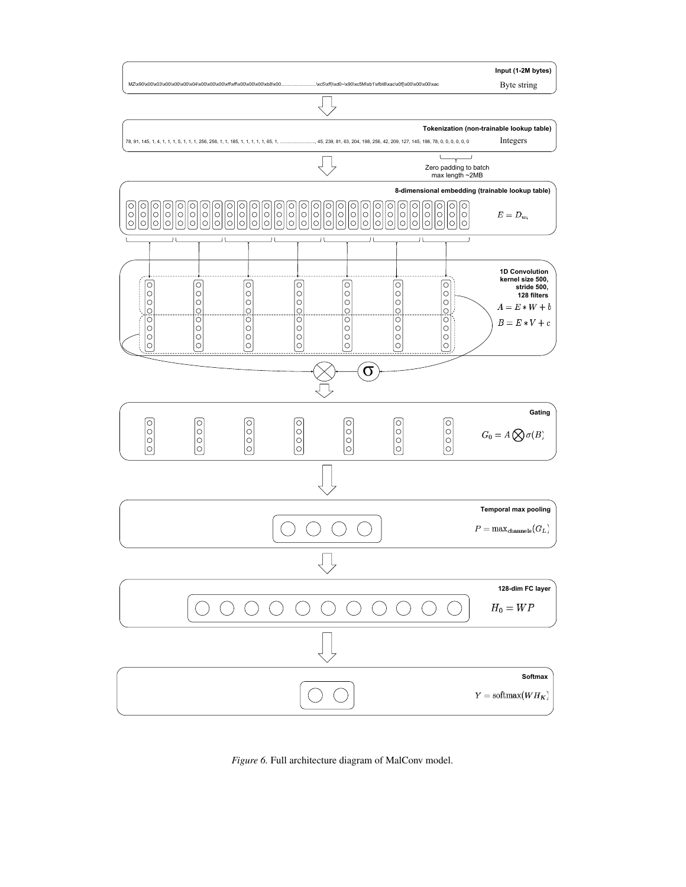**Input (1-2M bytes)**

MZ\x90\x00\x03\x00\x00\x00\x04\x00\x00\x00\xff\xff\x00\x00\xb8\x00............................\xc5\xff\xd0~\x90\xc5M\xb1\xfbt8\xac\x0f]\x00\x00\x00\xac

Byte string

**Tokenization (non-trainable lookup table)**

78, 91, 145, 1, 4, 1, 1, 1, 5, 1, 1, 1, 256, 256, 1, 1, 185, 1, 1, 1, 1, 1, 65, 1, .............................. 45, 239, 81, 63, 204, 198, 256, 42, 209, 127, 145, 198, 78, 0, 0, 0, 0, 0, 0

Integers

Zero padding to batch max length ~2MB

**8-dimensional embedding (trainable lookup table)**

$E = D_{w_i}$

**1D Convolution kernel size 500, stride 500, 128 filters**

$A = E * W + b$

$B = E * V + c$

**Gating**

$G_0 = A \bigotimes \sigma(B)$

**Temporal max pooling**

$P = \max_{\text{channels}}(G_L)$

**128-dim FC layer**

$H_0 = WP$

**Softmax**

$Y = \text{softmax}(WH_K)$

*Figure 6.* Full architecture diagram of MalConv model.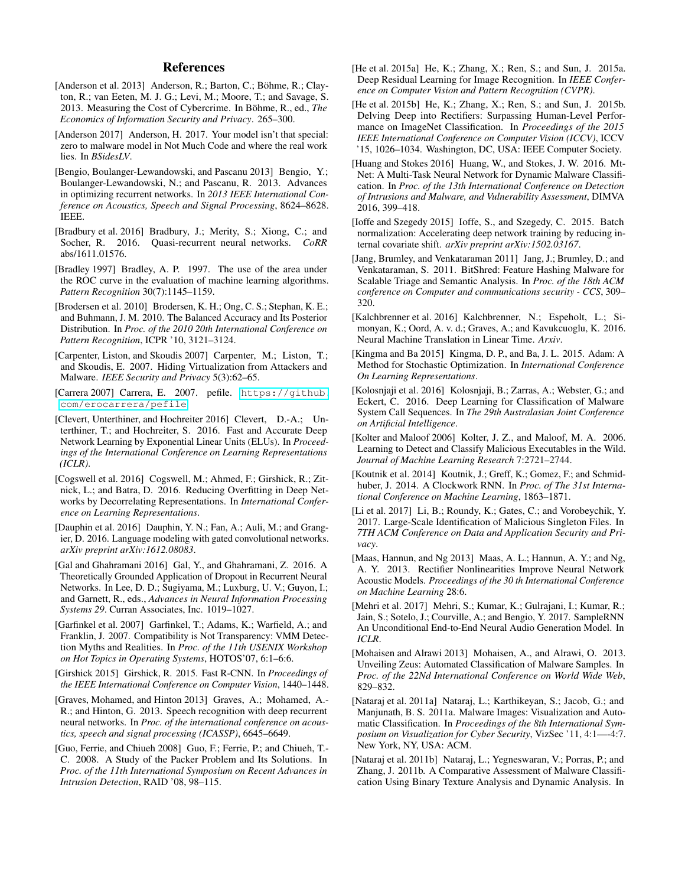## References

[Anderson et al. 2013] Anderson, R.; Barton, C.; Böhme, R.; Clayton, R.; van Eeten, M. J. G.; Levi, M.; Moore, T.; and Savage, S. 2013. Measuring the Cost of Cybercrime. In Böhme, R., ed., *The Economics of Information Security and Privacy*. 265–300.

[Anderson 2017] Anderson, H. 2017. Your model isn't that special: zero to malware model in Not Much Code and where the real work lies. In *BSidesLV*.

[Bengio, Boulanger-Lewandowski, and Pascanu 2013] Bengio, Y.; Boulanger-Lewandowski, N.; and Pascanu, R. 2013. Advances in optimizing recurrent networks. In *2013 IEEE International Conference on Acoustics, Speech and Signal Processing*, 8624–8628. IEEE.

[Bradbury et al. 2016] Bradbury, J.; Merity, S.; Xiong, C.; and Socher, R. 2016. Quasi-recurrent neural networks. *CoRR* abs/1611.01576.

[Bradley 1997] Bradley, A. P. 1997. The use of the area under the ROC curve in the evaluation of machine learning algorithms. *Pattern Recognition* 30(7):1145–1159.

[Brodersen et al. 2010] Brodersen, K. H.; Ong, C. S.; Stephan, K. E.; and Buhmann, J. M. 2010. The Balanced Accuracy and Its Posterior Distribution. In *Proc. of the 2010 20th International Conference on Pattern Recognition*, ICPR '10, 3121–3124.

[Carpenter, Liston, and Skoudis 2007] Carpenter, M.; Liston, T.; and Skoudis, E. 2007. Hiding Virtualization from Attackers and Malware. *IEEE Security and Privacy* 5(3):62–65.

[Carrera 2007] Carrera, E. 2007. pefile. `https://github.com/erocarrera/pefile`.

[Clevert, Unterthiner, and Hochreiter 2016] Clevert, D.-A.; Unterthiner, T.; and Hochreiter, S. 2016. Fast and Accurate Deep Network Learning by Exponential Linear Units (ELUs). In *Proceedings of the International Conference on Learning Representations (ICLR)*.

[Cogswell et al. 2016] Cogswell, M.; Ahmed, F.; Girshick, R.; Zitnick, L.; and Batra, D. 2016. Reducing Overfitting in Deep Networks by Decorrelating Representations. In *International Conference on Learning Representations*.

[Dauphin et al. 2016] Dauphin, Y. N.; Fan, A.; Auli, M.; and Grangier, D. 2016. Language modeling with gated convolutional networks. *arXiv preprint arXiv:1612.08083*.

[Gal and Ghahramani 2016] Gal, Y., and Ghahramani, Z. 2016. A Theoretically Grounded Application of Dropout in Recurrent Neural Networks. In Lee, D. D.; Sugiyama, M.; Luxburg, U. V.; Guyon, I.; and Garnett, R., eds., *Advances in Neural Information Processing Systems 29*. Curran Associates, Inc. 1019–1027.

[Garfinkel et al. 2007] Garfinkel, T.; Adams, K.; Warfield, A.; and Franklin, J. 2007. Compatibility is Not Transparency: VMM Detection Myths and Realities. In *Proc. of the 11th USENIX Workshop on Hot Topics in Operating Systems*, HOTOS'07, 6:1–6:6.

[Girshick 2015] Girshick, R. 2015. Fast R-CNN. In *Proceedings of the IEEE International Conference on Computer Vision*, 1440–1448.

[Graves, Mohamed, and Hinton 2013] Graves, A.; Mohamed, A.-R.; and Hinton, G. 2013. Speech recognition with deep recurrent neural networks. In *Proc. of the international conference on acoustics, speech and signal processing (ICASSP)*, 6645–6649.

[Guo, Ferrie, and Chiueh 2008] Guo, F.; Ferrie, P.; and Chiueh, T.-C. 2008. A Study of the Packer Problem and Its Solutions. In *Proc. of the 11th International Symposium on Recent Advances in Intrusion Detection*, RAID '08, 98–115.

[He et al. 2015a] He, K.; Zhang, X.; Ren, S.; and Sun, J. 2015a. Deep Residual Learning for Image Recognition. In *IEEE Conference on Computer Vision and Pattern Recognition (CVPR)*.

[He et al. 2015b] He, K.; Zhang, X.; Ren, S.; and Sun, J. 2015b. Delving Deep into Rectifiers: Surpassing Human-Level Performance on ImageNet Classification. In *Proceedings of the 2015 IEEE International Conference on Computer Vision (ICCV)*, ICCV '15, 1026–1034. Washington, DC, USA: IEEE Computer Society.

[Huang and Stokes 2016] Huang, W., and Stokes, J. W. 2016. MtNet: A Multi-Task Neural Network for Dynamic Malware Classification. In *Proc. of the 13th International Conference on Detection of Intrusions and Malware, and Vulnerability Assessment*, DIMVA 2016, 399–418.

[Ioffe and Szegedy 2015] Ioffe, S., and Szegedy, C. 2015. Batch normalization: Accelerating deep network training by reducing internal covariate shift. *arXiv preprint arXiv:1502.03167*.

[Jang, Brumley, and Venkataraman 2011] Jang, J.; Brumley, D.; and Venkataraman, S. 2011. BitShred: Feature Hashing Malware for Scalable Triage and Semantic Analysis. In *Proc. of the 18th ACM conference on Computer and communications security - CCS*, 309–320.

[Kalchbrenner et al. 2016] Kalchbrenner, N.; Espeholt, L.; Simonyan, K.; Oord, A. v. d.; Graves, A.; and Kavukcuoglu, K. 2016. Neural Machine Translation in Linear Time. *Arxiv*.

[Kingma and Ba 2015] Kingma, D. P., and Ba, J. L. 2015. Adam: A Method for Stochastic Optimization. In *International Conference On Learning Representations*.

[Kolosnjaji et al. 2016] Kolosnjaji, B.; Zarras, A.; Webster, G.; and Eckert, C. 2016. Deep Learning for Classification of Malware System Call Sequences. In *The 29th Australasian Joint Conference on Artificial Intelligence*.

[Kolter and Maloof 2006] Kolter, J. Z., and Maloof, M. A. 2006. Learning to Detect and Classify Malicious Executables in the Wild. *Journal of Machine Learning Research* 7:2721–2744.

[Koutnik et al. 2014] Koutnik, J.; Greff, K.; Gomez, F.; and Schmidhuber, J. 2014. A Clockwork RNN. In *Proc. of The 31st International Conference on Machine Learning*, 1863–1871.

[Li et al. 2017] Li, B.; Roundy, K.; Gates, C.; and Vorobeychik, Y. 2017. Large-Scale Identification of Malicious Singleton Files. In *7TH ACM Conference on Data and Application Security and Privacy*.

[Maas, Hannun, and Ng 2013] Maas, A. L.; Hannun, A. Y.; and Ng, A. Y. 2013. Rectifier Nonlinearities Improve Neural Network Acoustic Models. *Proceedings of the 30 th International Conference on Machine Learning* 28:6.

[Mehri et al. 2017] Mehri, S.; Kumar, K.; Gulrajani, I.; Kumar, R.; Jain, S.; Sotelo, J.; Courville, A.; and Bengio, Y. 2017. SampleRNN An Unconditional End-to-End Neural Audio Generation Model. In *ICLR*.

[Mohaisen and Alrawi 2013] Mohaisen, A., and Alrawi, O. 2013. Unveiling Zeus: Automated Classification of Malware Samples. In *Proc. of the 22Nd International Conference on World Wide Web*, 829–832.

[Nataraj et al. 2011a] Nataraj, L.; Karthikeyan, S.; Jacob, G.; and Manjunath, B. S. 2011a. Malware Images: Visualization and Automatic Classification. In *Proceedings of the 8th International Symposium on Visualization for Cyber Security*, VizSec '11, 4:1—-4:7. New York, NY, USA: ACM.

[Nataraj et al. 2011b] Nataraj, L.; Yegneswaran, V.; Porras, P.; and Zhang, J. 2011b. A Comparative Assessment of Malware Classification Using Binary Texture Analysis and Dynamic Analysis. In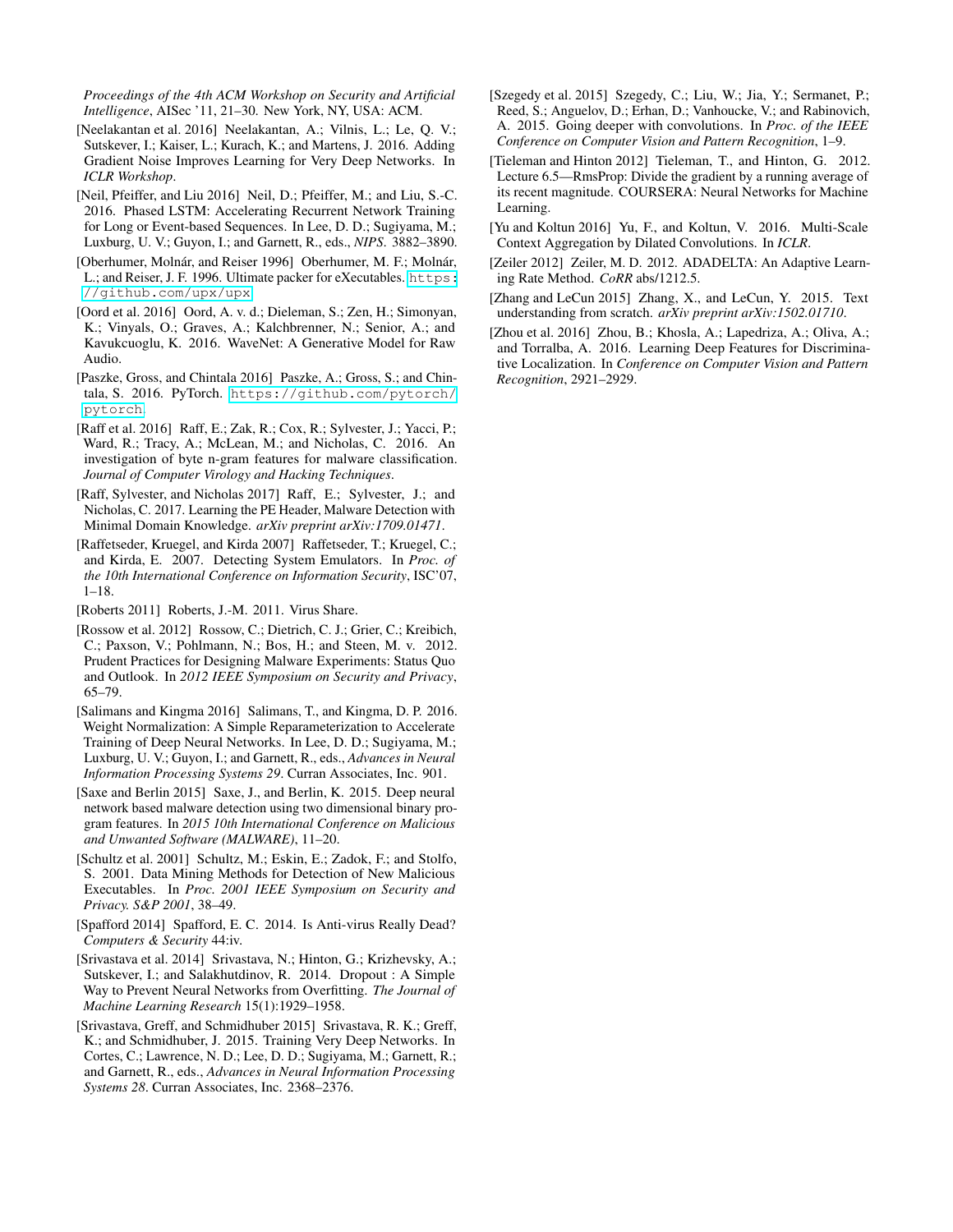*Proceedings of the 4th ACM Workshop on Security and Artificial Intelligence*, AISec '11, 21–30. New York, NY, USA: ACM.

[Neelakantan et al. 2016] Neelakantan, A.; Vilnis, L.; Le, Q. V.; Sutskever, I.; Kaiser, L.; Kurach, K.; and Martens, J. 2016. Adding Gradient Noise Improves Learning for Very Deep Networks. In *ICLR Workshop*.

[Neil, Pfeiffer, and Liu 2016] Neil, D.; Pfeiffer, M.; and Liu, S.-C. 2016. Phased LSTM: Accelerating Recurrent Network Training for Long or Event-based Sequences. In Lee, D. D.; Sugiyama, M.; Luxburg, U. V.; Guyon, I.; and Garnett, R., eds., *NIPS*. 3882–3890.

[Oberhumer, Molnár, and Reiser 1996] Oberhumer, M. F.; Molnár, L.; and Reiser, J. F. 1996. Ultimate packer for eXecutables. https://github.com/upx/upx.

[Oord et al. 2016] Oord, A. v. d.; Dieleman, S.; Zen, H.; Simonyan, K.; Vinyals, O.; Graves, A.; Kalchbrenner, N.; Senior, A.; and Kavukcuoglu, K. 2016. WaveNet: A Generative Model for Raw Audio.

[Paszke, Gross, and Chintala 2016] Paszke, A.; Gross, S.; and Chintala, S. 2016. PyTorch. https://github.com/pytorch/pytorch.

[Raff et al. 2016] Raff, E.; Zak, R.; Cox, R.; Sylvester, J.; Yacci, P.; Ward, R.; Tracy, A.; McLean, M.; and Nicholas, C. 2016. An investigation of byte n-gram features for malware classification. *Journal of Computer Virology and Hacking Techniques*.

[Raff, Sylvester, and Nicholas 2017] Raff, E.; Sylvester, J.; and Nicholas, C. 2017. Learning the PE Header, Malware Detection with Minimal Domain Knowledge. *arXiv preprint arXiv:1709.01471*.

[Raffetseder, Kruegel, and Kirda 2007] Raffetseder, T.; Kruegel, C.; and Kirda, E. 2007. Detecting System Emulators. In *Proc. of the 10th International Conference on Information Security*, ISC'07, 1–18.

[Roberts 2011] Roberts, J.-M. 2011. Virus Share.

[Rossow et al. 2012] Rossow, C.; Dietrich, C. J.; Grier, C.; Kreibich, C.; Paxson, V.; Pohlmann, N.; Bos, H.; and Steen, M. v. 2012. Prudent Practices for Designing Malware Experiments: Status Quo and Outlook. In *2012 IEEE Symposium on Security and Privacy*, 65–79.

[Salimans and Kingma 2016] Salimans, T., and Kingma, D. P. 2016. Weight Normalization: A Simple Reparameterization to Accelerate Training of Deep Neural Networks. In Lee, D. D.; Sugiyama, M.; Luxburg, U. V.; Guyon, I.; and Garnett, R., eds., *Advances in Neural Information Processing Systems 29*. Curran Associates, Inc. 901.

[Saxe and Berlin 2015] Saxe, J., and Berlin, K. 2015. Deep neural network based malware detection using two dimensional binary program features. In *2015 10th International Conference on Malicious and Unwanted Software (MALWARE)*, 11–20.

[Schultz et al. 2001] Schultz, M.; Eskin, E.; Zadok, F.; and Stolfo, S. 2001. Data Mining Methods for Detection of New Malicious Executables. In *Proc. 2001 IEEE Symposium on Security and Privacy. S&P 2001*, 38–49.

[Spafford 2014] Spafford, E. C. 2014. Is Anti-virus Really Dead? *Computers & Security* 44:iv.

[Srivastava et al. 2014] Srivastava, N.; Hinton, G.; Krizhevsky, A.; Sutskever, I.; and Salakhutdinov, R. 2014. Dropout : A Simple Way to Prevent Neural Networks from Overfitting. *The Journal of Machine Learning Research* 15(1):1929–1958.

[Srivastava, Greff, and Schmidhuber 2015] Srivastava, R. K.; Greff, K.; and Schmidhuber, J. 2015. Training Very Deep Networks. In Cortes, C.; Lawrence, N. D.; Lee, D. D.; Sugiyama, M.; Garnett, R.; and Garnett, R., eds., *Advances in Neural Information Processing Systems 28*. Curran Associates, Inc. 2368–2376.

[Szegedy et al. 2015] Szegedy, C.; Liu, W.; Jia, Y.; Sermanet, P.; Reed, S.; Anguelov, D.; Erhan, D.; Vanhoucke, V.; and Rabinovich, A. 2015. Going deeper with convolutions. In *Proc. of the IEEE Conference on Computer Vision and Pattern Recognition*, 1–9.

[Tieleman and Hinton 2012] Tieleman, T., and Hinton, G. 2012. Lecture 6.5—RmsProp: Divide the gradient by a running average of its recent magnitude. COURSERA: Neural Networks for Machine Learning.

[Yu and Koltun 2016] Yu, F., and Koltun, V. 2016. Multi-Scale Context Aggregation by Dilated Convolutions. In *ICLR*.

[Zeiler 2012] Zeiler, M. D. 2012. ADADELTA: An Adaptive Learning Rate Method. *CoRR* abs/1212.5.

[Zhang and LeCun 2015] Zhang, X., and LeCun, Y. 2015. Text understanding from scratch. *arXiv preprint arXiv:1502.01710*.

[Zhou et al. 2016] Zhou, B.; Khosla, A.; Lapedriza, A.; Oliva, A.; and Torralba, A. 2016. Learning Deep Features for Discriminative Localization. In *Conference on Computer Vision and Pattern Recognition*, 2921–2929.